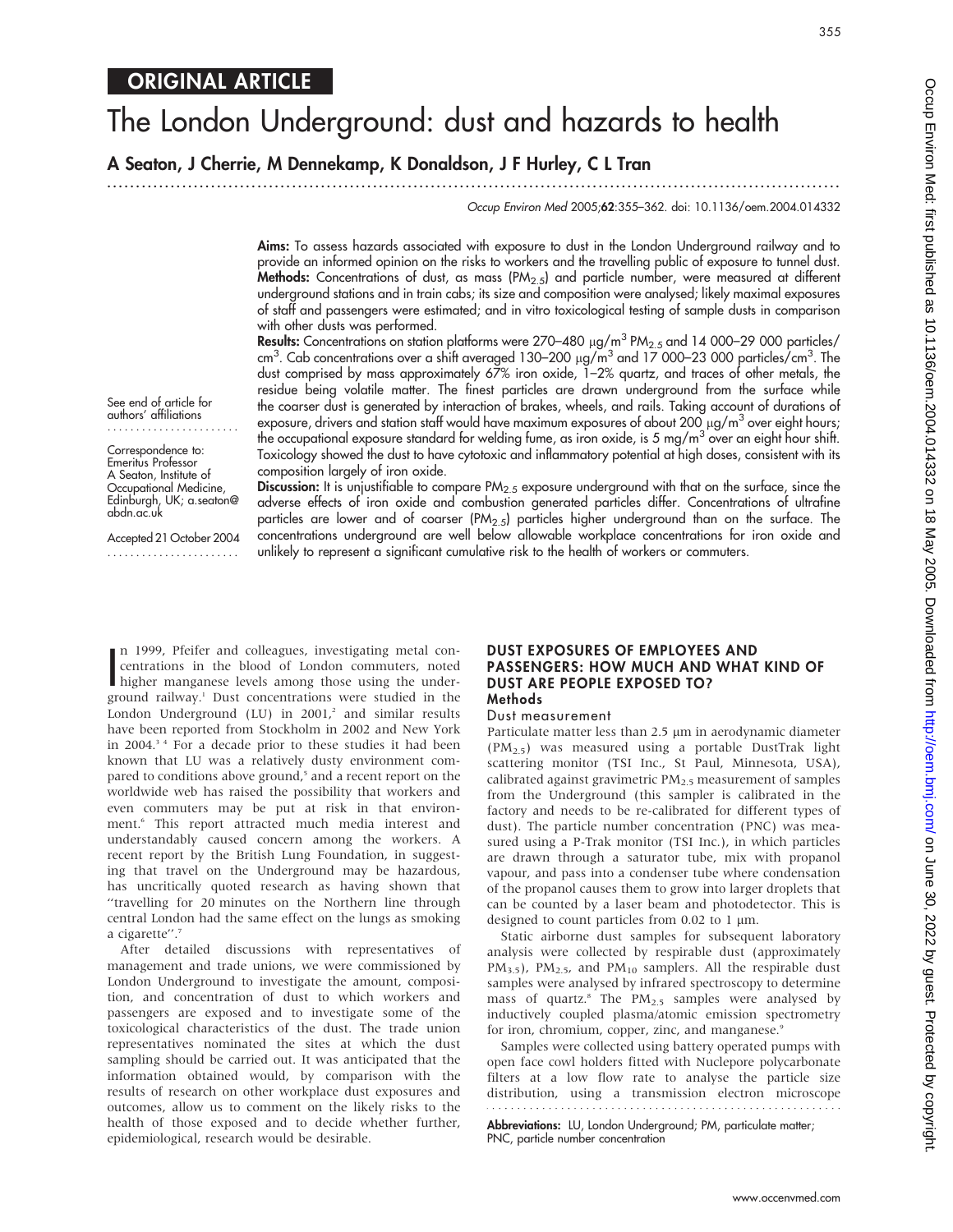ORIGINAL ARTICLE

# The London Underground: dust and hazards to health

**A Seaton, J Cherrie, M Dennekamp, K Donaldson, J F Hurley, C L Tran**

See end of article for authors' affiliations

Correspondence to: Emeritus Professor A Seaton, Institute of Occupational Medicine, Edinburgh, UK; a.seaton@abdn.ac.uk

Accepted 21 October 2004

**Aims:** To assess hazards associated with exposure to dust in the London Underground railway and to provide an informed opinion on the risks to workers and the travelling public of exposure to tunnel dust.

**Methods:** Concentrations of dust, as mass ($PM_{2.5}$) and particle number, were measured at different underground stations and in train cabs; its size and composition were analysed; likely maximal exposures of staff and passengers were estimated; and in vitro toxicological testing of sample dusts in comparison with other dusts was performed.

**Results:** Concentrations on station platforms were 270–480 μg/m$^3$ $PM_{2.5}$ and 14 000–29 000 particles/cm$^3$. Cab concentrations over a shift averaged 130–200 μg/m$^3$ and 17 000–23 000 particles/cm$^3$. The dust comprised by mass approximately 67% iron oxide, 1–2% quartz, and traces of other metals, the residue being volatile matter. The finest particles are drawn underground from the surface while the coarser dust is generated by interaction of brakes, wheels, and rails. Taking account of durations of exposure, drivers and station staff would have maximum exposures of about 200 μg/m$^3$ over eight hours; the occupational exposure standard for welding fume, as iron oxide, is 5 mg/m$^3$ over an eight hour shift. Toxicology showed the dust to have cytotoxic and inflammatory potential at high doses, consistent with its composition largely of iron oxide.

**Discussion:** It is unjustifiable to compare $PM_{2.5}$ exposure underground with that on the surface, since the adverse effects of iron oxide and combustion generated particles differ. Concentrations of ultrafine particles are lower and of coarser ($PM_{2.5}$) particles higher underground than on the surface. The concentrations underground are well below allowable workplace concentrations for iron oxide and unlikely to represent a significant cumulative risk to the health of workers or commuters.

In 1999, Pfeifer and colleagues, investigating metal concentrations in the blood of London commuters, noted higher manganese levels among those using the underground railway.[1] Dust concentrations were studied in the London Underground (LU) in 2001,[2] and similar results have been reported from Stockholm in 2002 and New York in 2004.[3 4] For a decade prior to these studies it had been known that LU was a relatively dusty environment compared to conditions above ground,[5] and a recent report on the worldwide web has raised the possibility that workers and even commuters may be put at risk in that environment.[6] This report attracted much media interest and understandably caused concern among the workers. A recent report by the British Lung Foundation, in suggesting that travel on the Underground may be hazardous, has uncritically quoted research as having shown that "travelling for 20 minutes on the Northern line through central London had the same effect on the lungs as smoking a cigarette".[7]

After detailed discussions with representatives of management and trade unions, we were commissioned by London Underground to investigate the amount, composition, and concentration of dust to which workers and passengers are exposed and to investigate some of the toxicological characteristics of the dust. The trade union representatives nominated the sites at which the dust sampling should be carried out. It was anticipated that the information obtained would, by comparison with the results of research on other workplace dust exposures and outcomes, allow us to comment on the likely risks to the health of those exposed and to decide whether further, epidemiological, research would be desirable.

## DUST EXPOSURES OF EMPLOYEES AND PASSENGERS: HOW MUCH AND WHAT KIND OF DUST ARE PEOPLE EXPOSED TO?

### Methods

#### Dust measurement

Particulate matter less than 2.5 μm in aerodynamic diameter ($PM_{2.5}$) was measured using a portable DustTrak light scattering monitor (TSI Inc., St Paul, Minnesota, USA), calibrated against gravimetric $PM_{2.5}$ measurement of samples from the Underground (this sampler is calibrated in the factory and needs to be re-calibrated for different types of dust). The particle number concentration (PNC) was measured using a P-Trak monitor (TSI Inc.), in which particles are drawn through a saturator tube, mix with propanol vapour, and pass into a condenser tube where condensation of the propanol causes them to grow into larger droplets that can be counted by a laser beam and photodetector. This is designed to count particles from 0.02 to 1 μm.

Static airborne dust samples for subsequent laboratory analysis were collected by respirable dust (approximately $PM_{3.5}$), $PM_{2.5}$, and $PM_{10}$ samplers. All the respirable dust samples were analysed by infrared spectroscopy to determine mass of quartz.[8] The $PM_{2.5}$ samples were analysed by inductively coupled plasma/atomic emission spectrometry for iron, chromium, copper, zinc, and manganese.[9]

Samples were collected using battery operated pumps with open face cowl holders fitted with Nuclepore polycarbonate filters at a low flow rate to analyse the particle size distribution, using a transmission electron microscope

**Abbreviations:** LU, London Underground; PM, particulate matter; PNC, particle number concentration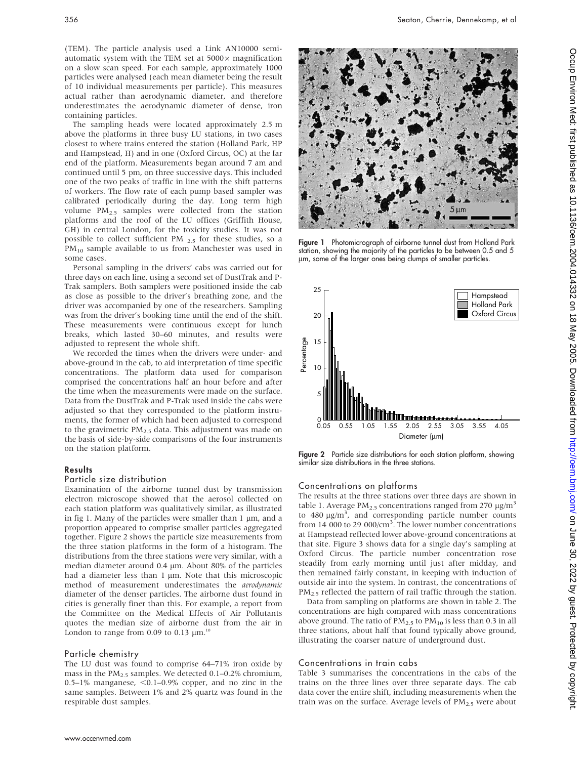(TEM). The particle analysis used a Link AN10000 semi-automatic system with the TEM set at 5000× magnification on a slow scan speed. For each sample, approximately 1000 particles were analysed (each mean diameter being the result of 10 individual measurements per particle). This measures actual rather than aerodynamic diameter, and therefore underestimates the aerodynamic diameter of dense, iron containing particles.

The sampling heads were located approximately 2.5 m above the platforms in three busy LU stations, in two cases closest to where trains entered the station (Holland Park, HP and Hampstead, H) and in one (Oxford Circus, OC) at the far end of the platform. Measurements began around 7 am and continued until 5 pm, on three successive days. This included one of the two peaks of traffic in line with the shift patterns of workers. The flow rate of each pump based sampler was calibrated periodically during the day. Long term high volume $PM_{2.5}$ samples were collected from the station platforms and the roof of the LU offices (Griffith House, GH) in central London, for the toxicity studies. It was not possible to collect sufficient $PM_{2.5}$ for these studies, so a $PM_{10}$ sample available to us from Manchester was used in some cases.

Personal sampling in the drivers' cabs was carried out for three days on each line, using a second set of DustTrak and P-Trak samplers. Both samplers were positioned inside the cab as close as possible to the driver's breathing zone, and the driver was accompanied by one of the researchers. Sampling was from the driver's booking time until the end of the shift. These measurements were continuous except for lunch breaks, which lasted 30–60 minutes, and results were adjusted to represent the whole shift.

We recorded the times when the drivers were under- and above-ground in the cab, to aid interpretation of time specific concentrations. The platform data used for comparison comprised the concentrations half an hour before and after the time when the measurements were made on the surface. Data from the DustTrak and P-Trak used inside the cabs were adjusted so that they corresponded to the platform instruments, the former of which had been adjusted to correspond to the gravimetric $PM_{2.5}$ data. This adjustment was made on the basis of side-by-side comparisons of the four instruments on the station platform.

## Results

### Particle size distribution

Examination of the airborne tunnel dust by transmission electron microscope showed that the aerosol collected on each station platform was qualitatively similar, as illustrated in fig 1. Many of the particles were smaller than 1 μm, and a proportion appeared to comprise smaller particles aggregated together. Figure 2 shows the particle size measurements from the three station platforms in the form of a histogram. The distributions from the three stations were very similar, with a median diameter around 0.4 μm. About 80% of the particles had a diameter less than 1 μm. Note that this microscopic method of measurement underestimates the *aerodynamic* diameter of the denser particles. The airborne dust found in cities is generally finer than this. For example, a report from the Committee on the Medical Effects of Air Pollutants quotes the median size of airborne dust from the air in London to range from 0.09 to 0.13 μm.[10]

### Particle chemistry

The LU dust was found to comprise 64–71% iron oxide by mass in the $PM_{2.5}$ samples. We detected 0.1–0.2% chromium, 0.5–1% manganese, <0.1–0.9% copper, and no zinc in the same samples. Between 1% and 2% quartz was found in the respirable dust samples.

**Figure 1** Photomicrograph of airborne tunnel dust from Holland Park station, showing the majority of the particles to be between 0.5 and 5 μm, some of the larger ones being clumps of smaller particles.

**Figure 2** Particle size distributions for each station platform, showing similar size distributions in the three stations.

### Concentrations on platforms

The results at the three stations over three days are shown in table 1. Average $PM_{2.5}$ concentrations ranged from 270 μg/m$^3$ to 480 μg/m$^3$, and corresponding particle number counts from 14 000 to 29 000/cm$^3$. The lower number concentrations at Hampstead reflected lower above-ground concentrations at that site. Figure 3 shows data for a single day's sampling at Oxford Circus. The particle number concentration rose steadily from early morning until just after midday, and then remained fairly constant, in keeping with induction of outside air into the system. In contrast, the concentrations of $PM_{2.5}$ reflected the pattern of rail traffic through the station.

Data from sampling on platforms are shown in table 2. The concentrations are high compared with mass concentrations above ground. The ratio of $PM_{2.5}$ to $PM_{10}$ is less than 0.3 in all three stations, about half that found typically above ground, illustrating the coarser nature of underground dust.

### Concentrations in train cabs

Table 3 summarises the concentrations in the cabs of the trains on the three lines over three separate days. The cab data cover the entire shift, including measurements when the train was on the surface. Average levels of $PM_{2.5}$ were about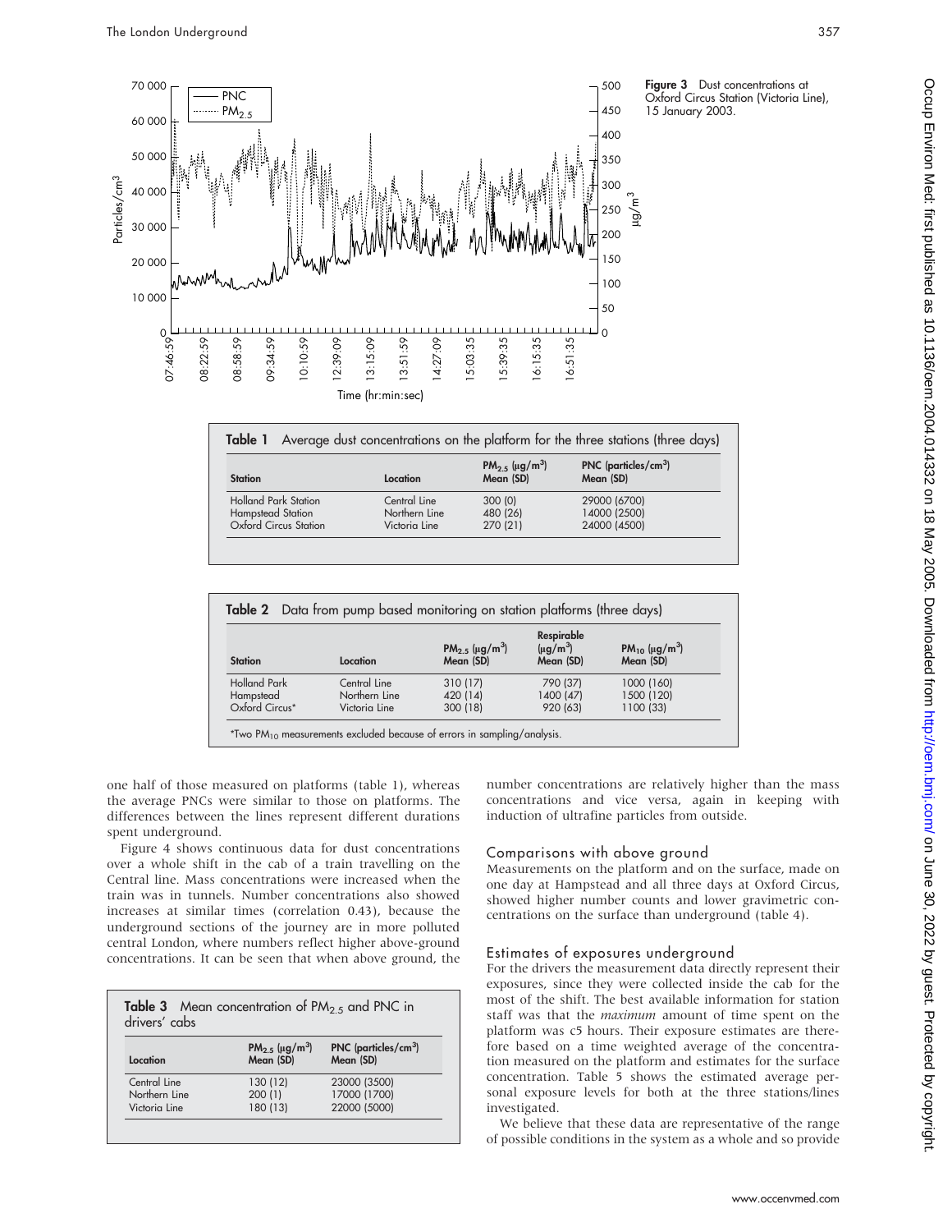**Figure 3** Dust concentrations at Oxford Circus Station (Victoria Line), 15 January 2003.

**Table 1** Average dust concentrations on the platform for the three stations (three days)

| Station | Location | $PM_{2.5}$ ($\mu g/m^3$) Mean (SD) | PNC (particles/$cm^3$) Mean (SD) |
|---|---|---|---|
| Holland Park Station | Central Line | 300 (0) | 29000 (6700) |
| Hampstead Station | Northern Line | 480 (26) | 14000 (2500) |
| Oxford Circus Station | Victoria Line | 270 (21) | 24000 (4500) |

**Table 2** Data from pump based monitoring on station platforms (three days)

| Station | Location | $PM_{2.5}$ ($\mu g/m^3$) Mean (SD) | Respirable ($\mu g/m^3$) Mean (SD) | $PM_{10}$ ($\mu g/m^3$) Mean (SD) |
|---|---|---|---|---|
| Holland Park | Central Line | 310 (17) | 790 (37) | 1000 (160) |
| Hampstead | Northern Line | 420 (14) | 1400 (47) | 1500 (120) |
| Oxford Circus* | Victoria Line | 300 (18) | 920 (63) | 1100 (33) |

*Two $PM_{10}$ measurements excluded because of errors in sampling/analysis.

one half of those measured on platforms (table 1), whereas the average PNCs were similar to those on platforms. The differences between the lines represent different durations spent underground.

Figure 4 shows continuous data for dust concentrations over a whole shift in the cab of a train travelling on the Central line. Mass concentrations were increased when the train was in tunnels. Number concentrations also showed increases at similar times (correlation 0.43), because the underground sections of the journey are in more polluted central London, where numbers reflect higher above-ground concentrations. It can be seen that when above ground, the number concentrations are relatively higher than the mass concentrations and vice versa, again in keeping with induction of ultrafine particles from outside.

**Table 3** Mean concentration of $PM_{2.5}$ and PNC in drivers' cabs

| Location | $PM_{2.5}$ ($\mu g/m^3$) Mean (SD) | PNC (particles/$cm^3$) Mean (SD) |
|---|---|---|
| Central Line | 130 (12) | 23000 (3500) |
| Northern Line | 200 (1) | 17000 (1700) |
| Victoria Line | 180 (13) | 22000 (5000) |

## Comparisons with above ground

Measurements on the platform and on the surface, made on one day at Hampstead and all three days at Oxford Circus, showed higher number counts and lower gravimetric concentrations on the surface than underground (table 4).

## Estimates of exposures underground

For the drivers the measurement data directly represent their exposures, since they were collected inside the cab for the most of the shift. The best available information for station staff was that the *maximum* amount of time spent on the platform was c5 hours. Their exposure estimates are therefore based on a time weighted average of the concentration measured on the platform and estimates for the surface concentration. Table 5 shows the estimated average personal exposure levels for both at the three stations/lines investigated.

We believe that these data are representative of the range of possible conditions in the system as a whole and so provide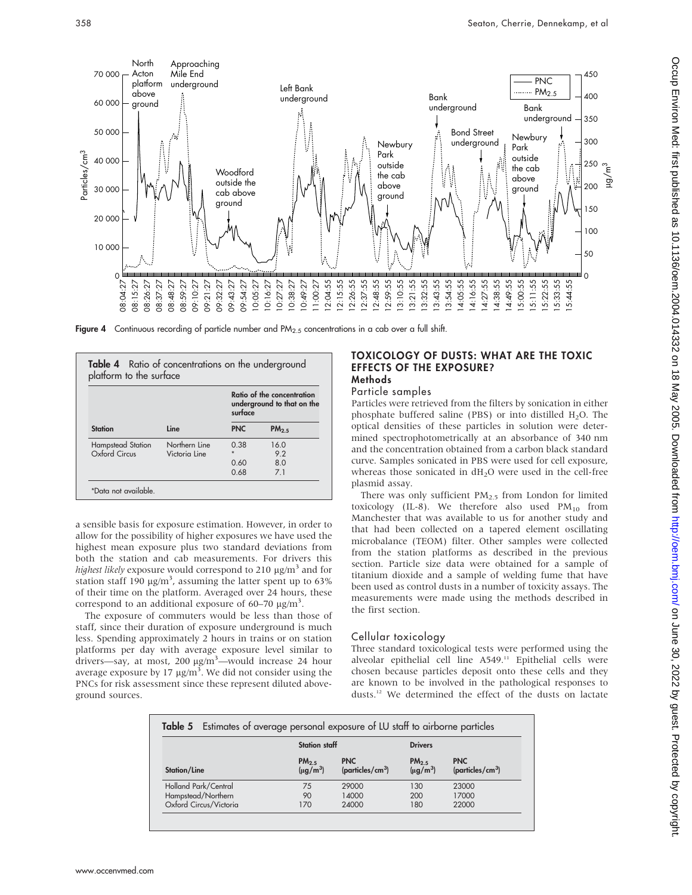Figure 4 Continuous recording of particle number and $PM_{2.5}$ concentrations in a cab over a full shift.

**Table 4** Ratio of concentrations on the underground platform to the surface

| Station | Line | Ratio of the concentration underground to that on the surface | |
|---|---|---|---|
| | | PNC | $PM_{2.5}$ |
| Hampstead Station | Northern Line | 0.38 | 16.0 |
| Oxford Circus | Victoria Line | * | 9.2 |
| | | 0.60 | 8.0 |
| | | 0.68 | 7.1 |

*Data not available.

a sensible basis for exposure estimation. However, in order to allow for the possibility of higher exposures we have used the highest mean exposure plus two standard deviations from both the station and cab measurements. For drivers this *highest likely* exposure would correspond to 210 μg/m$^3$ and for station staff 190 μg/m$^3$, assuming the latter spent up to 63% of their time on the platform. Averaged over 24 hours, these correspond to an additional exposure of 60–70 μg/m$^3$.

The exposure of commuters would be less than those of staff, since their duration of exposure underground is much less. Spending approximately 2 hours in trains or on station platforms per day with average exposure level similar to drivers—say, at most, 200 μg/m$^3$—would increase 24 hour average exposure by 17 μg/m$^3$. We did not consider using the PNCs for risk assessment since these represent diluted above-ground sources.

## TOXICOLOGY OF DUSTS: WHAT ARE THE TOXIC EFFECTS OF THE EXPOSURE?

### Methods

#### Particle samples

Particles were retrieved from the filters by sonication in either phosphate buffered saline (PBS) or into distilled $H_2O$. The optical densities of these particles in solution were determined spectrophotometrically at an absorbance of 340 nm and the concentration obtained from a carbon black standard curve. Samples sonicated in PBS were used for cell exposure, whereas those sonicated in $dH_2O$ were used in the cell-free plasmid assay.

There was only sufficient $PM_{2.5}$ from London for limited toxicology (IL-8). We therefore also used $PM_{10}$ from Manchester that was available to us for another study and that had been collected on a tapered element oscillating microbalance (TEOM) filter. Other samples were collected from the station platforms as described in the previous section. Particle size data were obtained for a sample of titanium dioxide and a sample of welding fume that have been used as control dusts in a number of toxicity assays. The measurements were made using the methods described in the first section.

#### Cellular toxicology

Three standard toxicological tests were performed using the alveolar epithelial cell line A549.[11] Epithelial cells were chosen because particles deposit onto these cells and they are known to be involved in the pathological responses to dusts.[12] We determined the effect of the dusts on lactate

**Table 5** Estimates of average personal exposure of LU staff to airborne particles

| Station/Line | Station staff | | Drivers | |
|---|---|---|---|---|
| | $PM_{2.5}$ (μg/m$^3$) | PNC (particles/cm$^3$) | $PM_{2.5}$ (μg/m$^3$) | PNC (particles/cm$^3$) |
| Holland Park/Central | 75 | 29000 | 130 | 23000 |
| Hampstead/Northern | 90 | 14000 | 200 | 17000 |
| Oxford Circus/Victoria | 170 | 24000 | 180 | 22000 |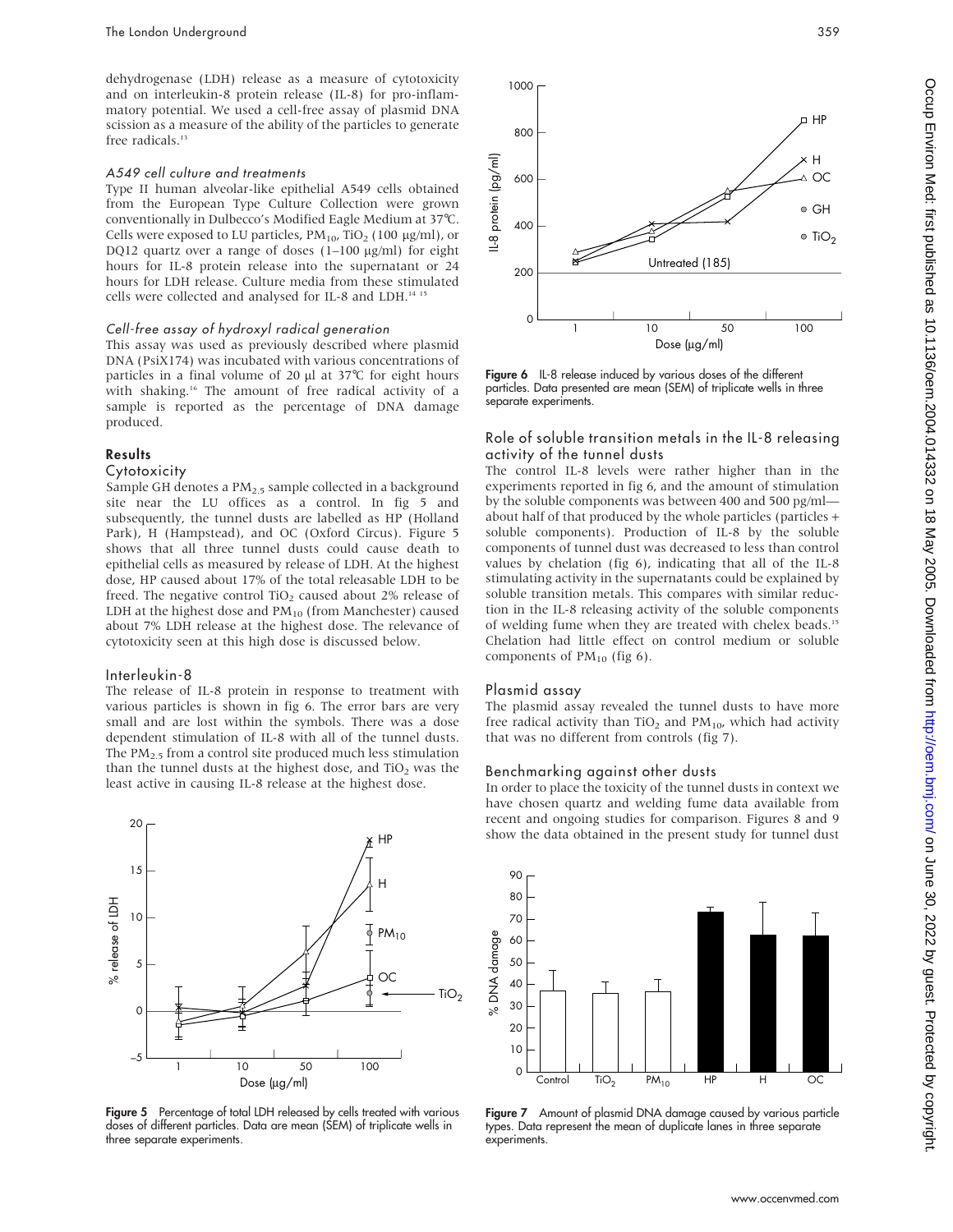dehydrogenase (LDH) release as a measure of cytotoxicity and on interleukin-8 protein release (IL-8) for pro-inflammatory potential. We used a cell-free assay of plasmid DNA scission as a measure of the ability of the particles to generate free radicals.[13]

### *A549 cell culture and treatments*

Type II human alveolar-like epithelial A549 cells obtained from the European Type Culture Collection were grown conventionally in Dulbecco's Modified Eagle Medium at 37°C. Cells were exposed to LU particles, $PM_{10}$, $TiO_2$ (100 μg/ml), or DQ12 quartz over a range of doses (1–100 μg/ml) for eight hours for IL-8 protein release into the supernatant or 24 hours for LDH release. Culture media from these stimulated cells were collected and analysed for IL-8 and LDH.[14 15]

### *Cell-free assay of hydroxyl radical generation*

This assay was used as previously described where plasmid DNA (PsiX174) was incubated with various concentrations of particles in a final volume of 20 μl at 37°C for eight hours with shaking.[16] The amount of free radical activity of a sample is reported as the percentage of DNA damage produced.

## Results

### Cytotoxicity

Sample GH denotes a $PM_{2.5}$ sample collected in a background site near the LU offices as a control. In fig 5 and subsequently, the tunnel dusts are labelled as HP (Holland Park), H (Hampstead), and OC (Oxford Circus). Figure 5 shows that all three tunnel dusts could cause death to epithelial cells as measured by release of LDH. At the highest dose, HP caused about 17% of the total releasable LDH to be freed. The negative control $TiO_2$ caused about 2% release of LDH at the highest dose and $PM_{10}$ (from Manchester) caused about 7% LDH release at the highest dose. The relevance of cytotoxicity seen at this high dose is discussed below.

### Interleukin-8

The release of IL-8 protein in response to treatment with various particles is shown in fig 6. The error bars are very small and are lost within the symbols. There was a dose dependent stimulation of IL-8 with all of the tunnel dusts. The $PM_{2.5}$ from a control site produced much less stimulation than the tunnel dusts at the highest dose, and $TiO_2$ was the least active in causing IL-8 release at the highest dose.

**Figure 5** Percentage of total LDH released by cells treated with various doses of different particles. Data are mean (SEM) of triplicate wells in three separate experiments.

**Figure 6** IL-8 release induced by various doses of the different particles. Data presented are mean (SEM) of triplicate wells in three separate experiments.

### Role of soluble transition metals in the IL-8 releasing activity of the tunnel dusts

The control IL-8 levels were rather higher than in the experiments reported in fig 6, and the amount of stimulation by the soluble components was between 400 and 500 pg/ml—about half of that produced by the whole particles (particles + soluble components). Production of IL-8 by the soluble components of tunnel dust was decreased to less than control values by chelation (fig 6), indicating that all of the IL-8 stimulating activity in the supernatants could be explained by soluble transition metals. This compares with similar reduction in the IL-8 releasing activity of the soluble components of welding fume when they are treated with chelex beads.[15] Chelation had little effect on control medium or soluble components of $PM_{10}$ (fig 6).

### Plasmid assay

The plasmid assay revealed the tunnel dusts to have more free radical activity than $TiO_2$ and $PM_{10}$, which had activity that was no different from controls (fig 7).

### Benchmarking against other dusts

In order to place the toxicity of the tunnel dusts in context we have chosen quartz and welding fume data available from recent and ongoing studies for comparison. Figures 8 and 9 show the data obtained in the present study for tunnel dust

**Figure 7** Amount of plasmid DNA damage caused by various particle types. Data represent the mean of duplicate lanes in three separate experiments.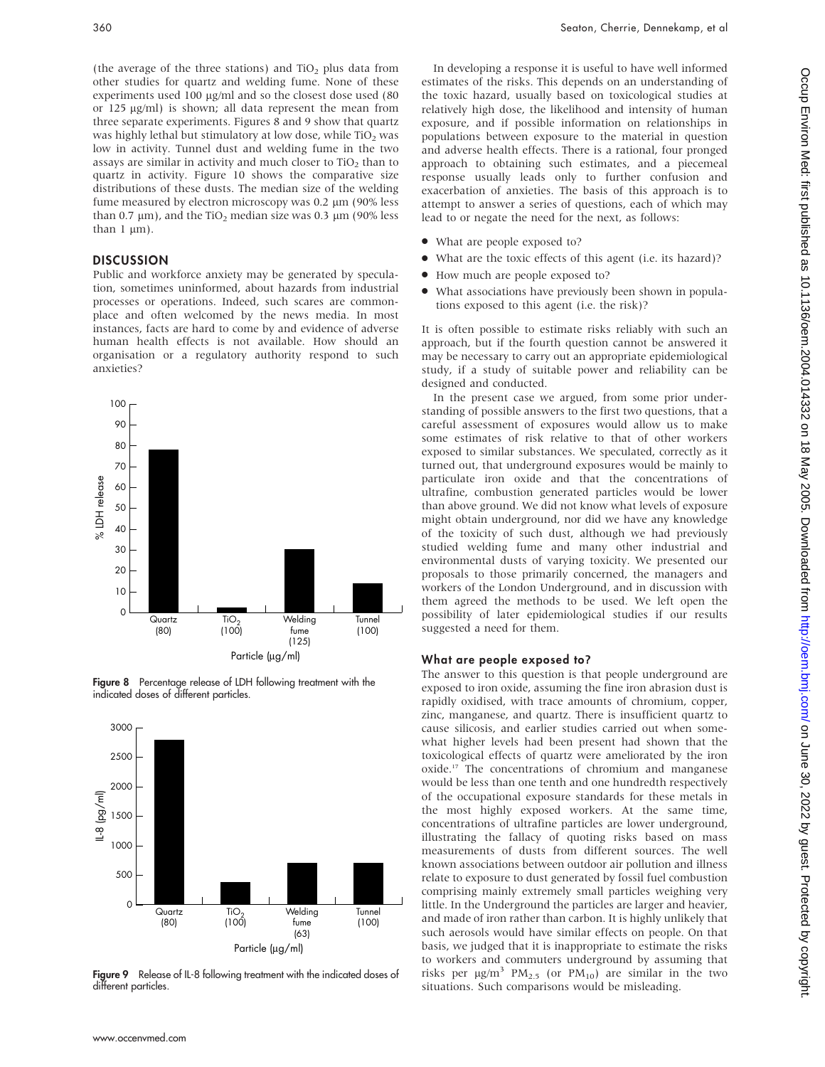(the average of the three stations) and $TiO_2$ plus data from other studies for quartz and welding fume. None of these experiments used 100 µg/ml and so the closest dose used (80 or 125 µg/ml) is shown; all data represent the mean from three separate experiments. Figures 8 and 9 show that quartz was highly lethal but stimulatory at low dose, while $TiO_2$ was low in activity. Tunnel dust and welding fume in the two assays are similar in activity and much closer to $TiO_2$ than to quartz in activity. Figure 10 shows the comparative size distributions of these dusts. The median size of the welding fume measured by electron microscopy was 0.2 µm (90% less than 0.7 µm), and the $TiO_2$ median size was 0.3 µm (90% less than 1 µm).

## DISCUSSION

Public and workforce anxiety may be generated by speculation, sometimes uninformed, about hazards from industrial processes or operations. Indeed, such scares are commonplace and often welcomed by the news media. In most instances, facts are hard to come by and evidence of adverse human health effects is not available. How should an organisation or a regulatory authority respond to such anxieties?

% LDH release
0 10 20 30 40 50 60 70 80 90 100
Quartz (80)
$TiO_2$ (100)
Welding fume (125)
Tunnel (100)
Particle (µg/ml)

**Figure 8** Percentage release of LDH following treatment with the indicated doses of different particles.

IL-8 (pg/ml)
0 500 1000 1500 2000 2500 3000
Quartz (80)
$TiO_2$ (100)
Welding fume (63)
Tunnel (100)
Particle (µg/ml)

**Figure 9** Release of IL-8 following treatment with the indicated doses of different particles.

In developing a response it is useful to have well informed estimates of the risks. This depends on an understanding of the toxic hazard, usually based on toxicological studies at relatively high dose, the likelihood and intensity of human exposure, and if possible information on relationships in populations between exposure to the material in question and adverse health effects. There is a rational, four pronged approach to obtaining such estimates, and a piecemeal response usually leads only to further confusion and exacerbation of anxieties. The basis of this approach is to attempt to answer a series of questions, each of which may lead to or negate the need for the next, as follows:

- What are people exposed to?
- What are the toxic effects of this agent (i.e. its hazard)?
- How much are people exposed to?
- What associations have previously been shown in populations exposed to this agent (i.e. the risk)?

It is often possible to estimate risks reliably with such an approach, but if the fourth question cannot be answered it may be necessary to carry out an appropriate epidemiological study, if a study of suitable power and reliability can be designed and conducted.

In the present case we argued, from some prior understanding of possible answers to the first two questions, that a careful assessment of exposures would allow us to make some estimates of risk relative to that of other workers exposed to similar substances. We speculated, correctly as it turned out, that underground exposures would be mainly to particulate iron oxide and that the concentrations of ultrafine, combustion generated particles would be lower than above ground. We did not know what levels of exposure might obtain underground, nor did we have any knowledge of the toxicity of such dust, although we had previously studied welding fume and many other industrial and environmental dusts of varying toxicity. We presented our proposals to those primarily concerned, the managers and workers of the London Underground, and in discussion with them agreed the methods to be used. We left open the possibility of later epidemiological studies if our results suggested a need for them.

### What are people exposed to?

The answer to this question is that people underground are exposed to iron oxide, assuming the fine iron abrasion dust is rapidly oxidised, with trace amounts of chromium, copper, zinc, manganese, and quartz. There is insufficient quartz to cause silicosis, and earlier studies carried out when somewhat higher levels had been present had shown that the toxicological effects of quartz were ameliorated by the iron oxide.[17] The concentrations of chromium and manganese would be less than one tenth and one hundredth respectively of the occupational exposure standards for these metals in the most highly exposed workers. At the same time, concentrations of ultrafine particles are lower underground, illustrating the fallacy of quoting risks based on mass measurements of dusts from different sources. The well known associations between outdoor air pollution and illness relate to exposure to dust generated by fossil fuel combustion comprising mainly extremely small particles weighing very little. In the Underground the particles are larger and heavier, and made of iron rather than carbon. It is highly unlikely that such aerosols would have similar effects on people. On that basis, we judged that it is inappropriate to estimate the risks to workers and commuters underground by assuming that risks per $\mu g/m^3$ $PM_{2.5}$ (or $PM_{10}$) are similar in the two situations. Such comparisons would be misleading.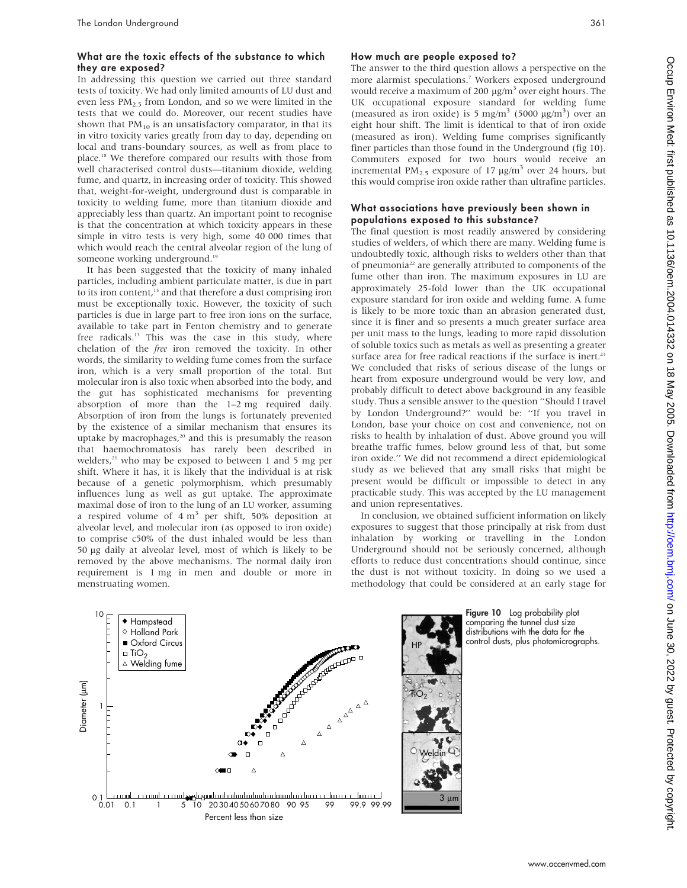### What are the toxic effects of the substance to which they are exposed?

In addressing this question we carried out three standard tests of toxicity. We had only limited amounts of LU dust and even less $PM_{2.5}$ from London, and so we were limited in the tests that we could do. Moreover, our recent studies have shown that $PM_{10}$ is an unsatisfactory comparator, in that its in vitro toxicity varies greatly from day to day, depending on local and trans-boundary sources, as well as from place to place.[18] We therefore compared our results with those from well characterised control dusts—titanium dioxide, welding fume, and quartz, in increasing order of toxicity. This showed that, weight-for-weight, underground dust is comparable in toxicity to welding fume, more than titanium dioxide and appreciably less than quartz. An important point to recognise is that the concentration at which toxicity appears in these simple in vitro tests is very high, some 40 000 times that which would reach the central alveolar region of the lung of someone working underground.[19]

It has been suggested that the toxicity of many inhaled particles, including ambient particulate matter, is due in part to its iron content,[13] and that therefore a dust comprising iron must be exceptionally toxic. However, the toxicity of such particles is due in large part to free iron ions on the surface, available to take part in Fenton chemistry and to generate free radicals.[13] This was the case in this study, where chelation of the *free* iron removed the toxicity. In other words, the similarity to welding fume comes from the surface iron, which is a very small proportion of the total. But molecular iron is also toxic when absorbed into the body, and the gut has sophisticated mechanisms for preventing absorption of more than the 1–2 mg required daily. Absorption of iron from the lungs is fortunately prevented by the existence of a similar mechanism that ensures its uptake by macrophages,[20] and this is presumably the reason that haemochromatosis has rarely been described in welders,[21] who may be exposed to between 1 and 5 mg per shift. Where it has, it is likely that the individual is at risk because of a genetic polymorphism, which presumably influences lung as well as gut uptake. The approximate maximal dose of iron to the lung of an LU worker, assuming a respired volume of 4 $m^3$ per shift, 50% deposition at alveolar level, and molecular iron (as opposed to iron oxide) to comprise c50% of the dust inhaled would be less than 50 µg daily at alveolar level, most of which is likely to be removed by the above mechanisms. The normal daily iron requirement is 1 mg in men and double or more in menstruating women.

### How much are people exposed to?

The answer to the third question allows a perspective on the more alarmist speculations.[7] Workers exposed underground would receive a maximum of 200 µg/$m^3$ over eight hours. The UK occupational exposure standard for welding fume (measured as iron oxide) is 5 mg/$m^3$ (5000 µg/$m^3$) over an eight hour shift. The limit is identical to that of iron oxide (measured as iron). Welding fume comprises significantly finer particles than those found in the Underground (fig 10). Commuters exposed for two hours would receive an incremental $PM_{2.5}$ exposure of 17 µg/$m^3$ over 24 hours, but this would comprise iron oxide rather than ultrafine particles.

### What associations have previously been shown in populations exposed to this substance?

The final question is most readily answered by considering studies of welders, of which there are many. Welding fume is undoubtedly toxic, although risks to welders other than that of pneumonia[22] are generally attributed to components of the fume other than iron. The maximum exposures in LU are approximately 25-fold lower than the UK occupational exposure standard for iron oxide and welding fume. A fume is likely to be more toxic than an abrasion generated dust, since it is finer and so presents a much greater surface area per unit mass to the lungs, leading to more rapid dissolution of soluble toxics such as metals as well as presenting a greater surface area for free radical reactions if the surface is inert.[23] We concluded that risks of serious disease of the lungs or heart from exposure underground would be very low, and probably difficult to detect above background in any feasible study. Thus a sensible answer to the question "Should I travel by London Underground?" would be: "If you travel in London, base your choice on cost and convenience, not on risks to health by inhalation of dust. Above ground you will breathe traffic fumes, below ground less of that, but some iron oxide." We did not recommend a direct epidemiological study as we believed that any small risks that might be present would be difficult or impossible to detect in any practicable study. This was accepted by the LU management and union representatives.

In conclusion, we obtained sufficient information on likely exposures to suggest that those principally at risk from dust inhalation by working or travelling in the London Underground should not be seriously concerned, although efforts to reduce dust concentrations should continue, since the dust is not without toxicity. In doing so we used a methodology that could be considered at an early stage for

Hampstead
Holland Park
Oxford Circus
$TiO_2$
Welding fume

Diameter (µm)
10
1
0.1

0.01 0.1 1 5 10 20 30 40 50 60 70 80 90 95 99 99.9 99.99
Percent less than size

HP
$TiO_2$
Weldin
3 µm

**Figure 10** Log probability plot comparing the tunnel dust size distributions with the data for the control dusts, plus photomicrographs.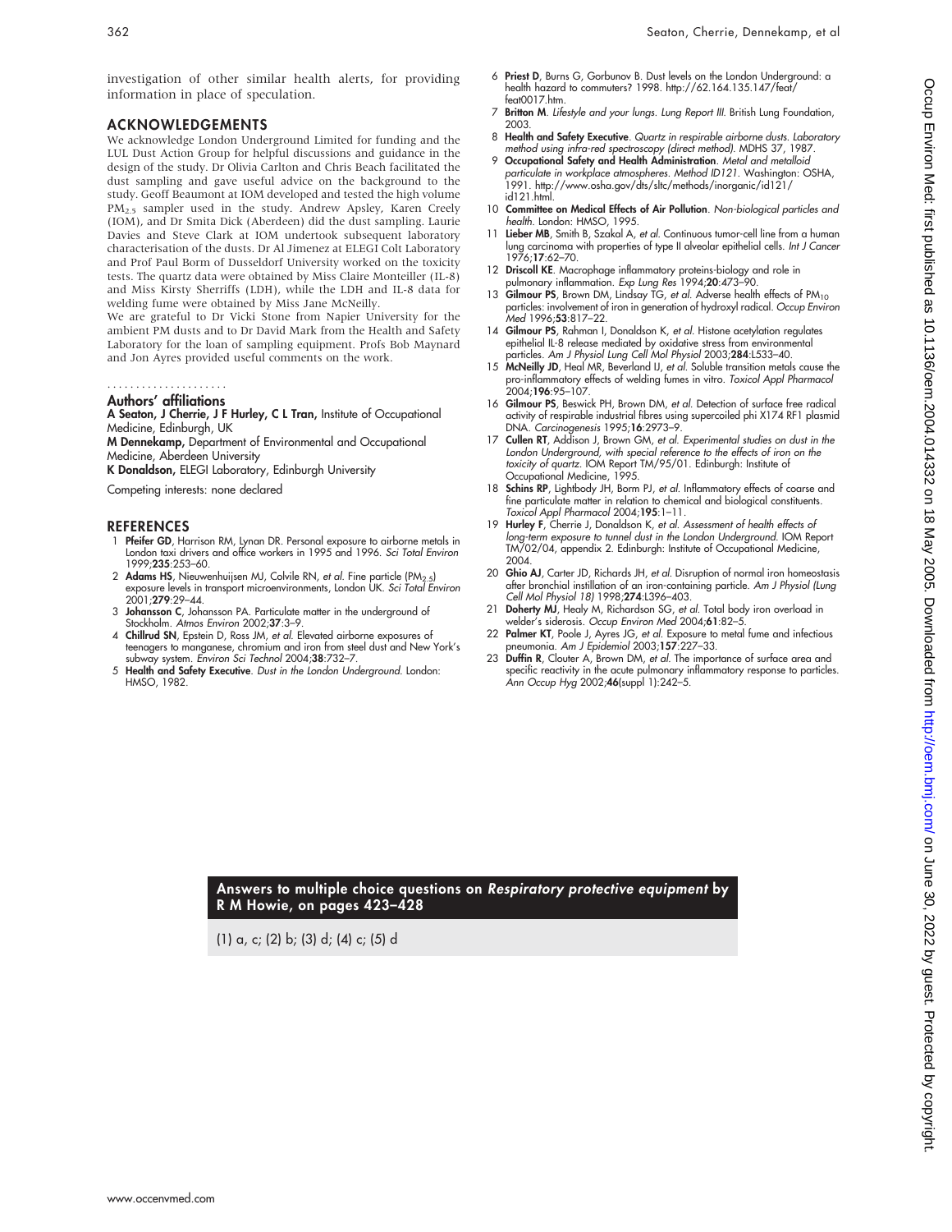investigation of other similar health alerts, for providing information in place of speculation.

## ACKNOWLEDGEMENTS

We acknowledge London Underground Limited for funding and the LUL Dust Action Group for helpful discussions and guidance in the design of the study. Dr Olivia Carlton and Chris Beach facilitated the dust sampling and gave useful advice on the background to the study. Geoff Beaumont at IOM developed and tested the high volume $PM_{2.5}$ sampler used in the study. Andrew Apsley, Karen Creely (IOM), and Dr Smita Dick (Aberdeen) did the dust sampling. Laurie Davies and Steve Clark at IOM undertook subsequent laboratory characterisation of the dusts. Dr Al Jimenez at ELEGI Colt Laboratory and Prof Paul Borm of Dusseldorf University worked on the toxicity tests. The quartz data were obtained by Miss Claire Monteiller (IL-8) and Miss Kirsty Sherriffs (LDH), while the LDH and IL-8 data for welding fume were obtained by Miss Jane McNeilly.

We are grateful to Dr Vicki Stone from Napier University for the ambient PM dusts and to Dr David Mark from the Health and Safety Laboratory for the loan of sampling equipment. Profs Bob Maynard and Jon Ayres provided useful comments on the work.

### Authors' affiliations

**A Seaton, J Cherrie, J F Hurley, C L Tran,** Institute of Occupational Medicine, Edinburgh, UK

**M Dennekamp,** Department of Environmental and Occupational Medicine, Aberdeen University

**K Donaldson,** ELEGI Laboratory, Edinburgh University

Competing interests: none declared

## REFERENCES

1. **Pfeifer GD**, Harrison RM, Lynan DR. Personal exposure to airborne metals in London taxi drivers and office workers in 1995 and 1996. *Sci Total Environ* 1999;**235**:253–60.
2. **Adams HS**, Nieuwenhuijsen MJ, Colvile RN, *et al.* Fine particle ($PM_{2.5}$) exposure levels in transport microenvironments, London UK. *Sci Total Environ* 2001;**279**:29–44.
3. **Johansson C**, Johansson PA. Particulate matter in the underground of Stockholm. *Atmos Environ* 2002;**37**:3–9.
4. **Chillrud SN**, Epstein D, Ross JM, *et al.* Elevated airborne exposures of teenagers to manganese, chromium and iron from steel dust and New York's subway system. *Environ Sci Technol* 2004;**38**:732–7.
5. **Health and Safety Executive**. *Dust in the London Underground*. London: HMSO, 1982.
6. **Priest D**, Burns G, Gorbunov B. Dust levels on the London Underground: a health hazard to commuters? 1998. http://62.164.135.147/feat/feat0017.htm.
7. **Britton M**. *Lifestyle and your lungs. Lung Report III*. British Lung Foundation, 2003.
8. **Health and Safety Executive**. *Quartz in respirable airborne dusts. Laboratory method using infra-red spectroscopy (direct method)*. MDHS 37, 1987.
9. **Occupational Safety and Health Administration**. *Metal and metalloid particulate in workplace atmospheres. Method ID121*. Washington: OSHA, 1991. http://www.osha.gov/dts/sltc/methods/inorganic/id121/id121.html.
10. **Committee on Medical Effects of Air Pollution**. *Non-biological particles and health*. London: HMSO, 1995.
11. **Lieber MB**, Smith B, Szakal A, *et al.* Continuous tumor-cell line from a human lung carcinoma with properties of type II alveolar epithelial cells. *Int J Cancer* 1976;**17**:62–70.
12. **Driscoll KE**. Macrophage inflammatory proteins-biology and role in pulmonary inflammation. *Exp Lung Res* 1994;**20**:473–90.
13. **Gilmour PS**, Brown DM, Lindsay TG, *et al.* Adverse health effects of $PM_{10}$ particles: involvement of iron in generation of hydroxyl radical. *Occup Environ Med* 1996;**53**:817–22.
14. **Gilmour PS**, Rahman I, Donaldson K, *et al.* Histone acetylation regulates epithelial IL-8 release mediated by oxidative stress from environmental particles. *Am J Physiol Lung Cell Mol Physiol* 2003;**284**:L533–40.
15. **McNeilly JD**, Heal MR, Beverland IJ, *et al.* Soluble transition metals cause the pro-inflammatory effects of welding fumes in vitro. *Toxicol Appl Pharmacol* 2004;**196**:95–107.
16. **Gilmour PS**, Beswick PH, Brown DM, *et al.* Detection of surface free radical activity of respirable industrial fibres using supercoiled phi X174 RF1 plasmid DNA. *Carcinogenesis* 1995;**16**:2973–9.
17. **Cullen RT**, Addison J, Brown GM, *et al.* *Experimental studies on dust in the London Underground, with special reference to the effects of iron on the toxicity of quartz*. IOM Report TM/95/01. Edinburgh: Institute of Occupational Medicine, 1995.
18. **Schins RP**, Lightbody JH, Borm PJ, *et al.* Inflammatory effects of coarse and fine particulate matter in relation to chemical and biological constituents. *Toxicol Appl Pharmacol* 2004;**195**:1–11.
19. **Hurley F**, Cherrie J, Donaldson K, *et al.* *Assessment of health effects of long-term exposure to tunnel dust in the London Underground*. IOM Report TM/02/04, appendix 2. Edinburgh: Institute of Occupational Medicine, 2004.
20. **Ghio AJ**, Carter JD, Richards JH, *et al.* Disruption of normal iron homeostasis after bronchial instillation of an iron-containing particle. *Am J Physiol (Lung Cell Mol Physiol 18)* 1998;**274**:L396–403.
21. **Doherty MJ**, Healy M, Richardson SG, *et al.* Total body iron overload in welder's siderosis. *Occup Environ Med* 2004;**61**:82–5.
22. **Palmer KT**, Poole J, Ayres JG, *et al.* Exposure to metal fume and infectious pneumonia. *Am J Epidemiol* 2003;**157**:227–33.
23. **Duffin R**, Clouter A, Brown DM, *et al.* The importance of surface area and specific reactivity in the acute pulmonary inflammatory response to particles. *Ann Occup Hyg* 2002;**46**(suppl 1):242–5.

**Answers to multiple choice questions on *Respiratory protective equipment* by R M Howie, on pages 423–428**

(1) a, c; (2) b; (3) d; (4) c; (5) d